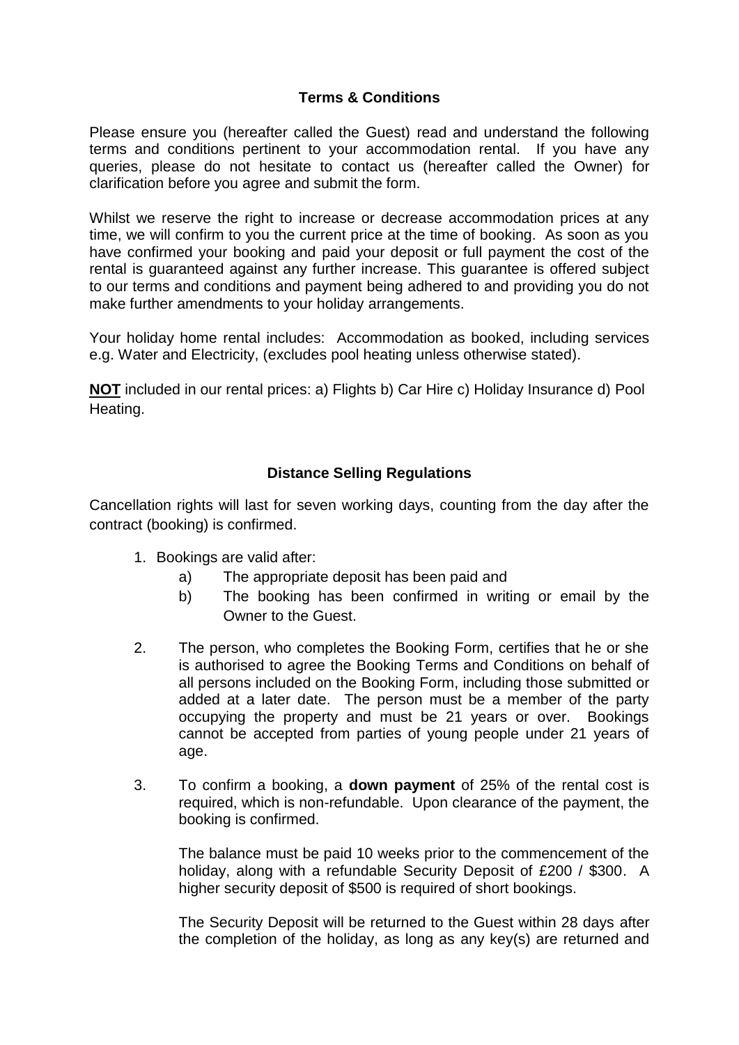## Terms & Conditions

Please ensure you (hereafter called the Guest) read and understand the following terms and conditions pertinent to your accommodation rental. If you have any queries, please do not hesitate to contact us (hereafter called the Owner) for clarification before you agree and submit the form.

Whilst we reserve the right to increase or decrease accommodation prices at any time, we will confirm to you the current price at the time of booking. As soon as you have confirmed your booking and paid your deposit or full payment the cost of the rental is guaranteed against any further increase. This guarantee is offered subject to our terms and conditions and payment being adhered to and providing you do not make further amendments to your holiday arrangements.

Your holiday home rental includes: Accommodation as booked, including services e.g. Water and Electricity, (excludes pool heating unless otherwise stated).

**<u>NOT</u>** included in our rental prices: a) Flights b) Car Hire c) Holiday Insurance d) Pool Heating.

## Distance Selling Regulations

Cancellation rights will last for seven working days, counting from the day after the contract (booking) is confirmed.

1. Bookings are valid after:
   a) The appropriate deposit has been paid and
   b) The booking has been confirmed in writing or email by the Owner to the Guest.

2. The person, who completes the Booking Form, certifies that he or she is authorised to agree the Booking Terms and Conditions on behalf of all persons included on the Booking Form, including those submitted or added at a later date. The person must be a member of the party occupying the property and must be 21 years or over. Bookings cannot be accepted from parties of young people under 21 years of age.

3. To confirm a booking, a **down payment** of 25% of the rental cost is required, which is non-refundable. Upon clearance of the payment, the booking is confirmed.

   The balance must be paid 10 weeks prior to the commencement of the holiday, along with a refundable Security Deposit of £200 / $300. A higher security deposit of $500 is required of short bookings.

   The Security Deposit will be returned to the Guest within 28 days after the completion of the holiday, as long as any key(s) are returned and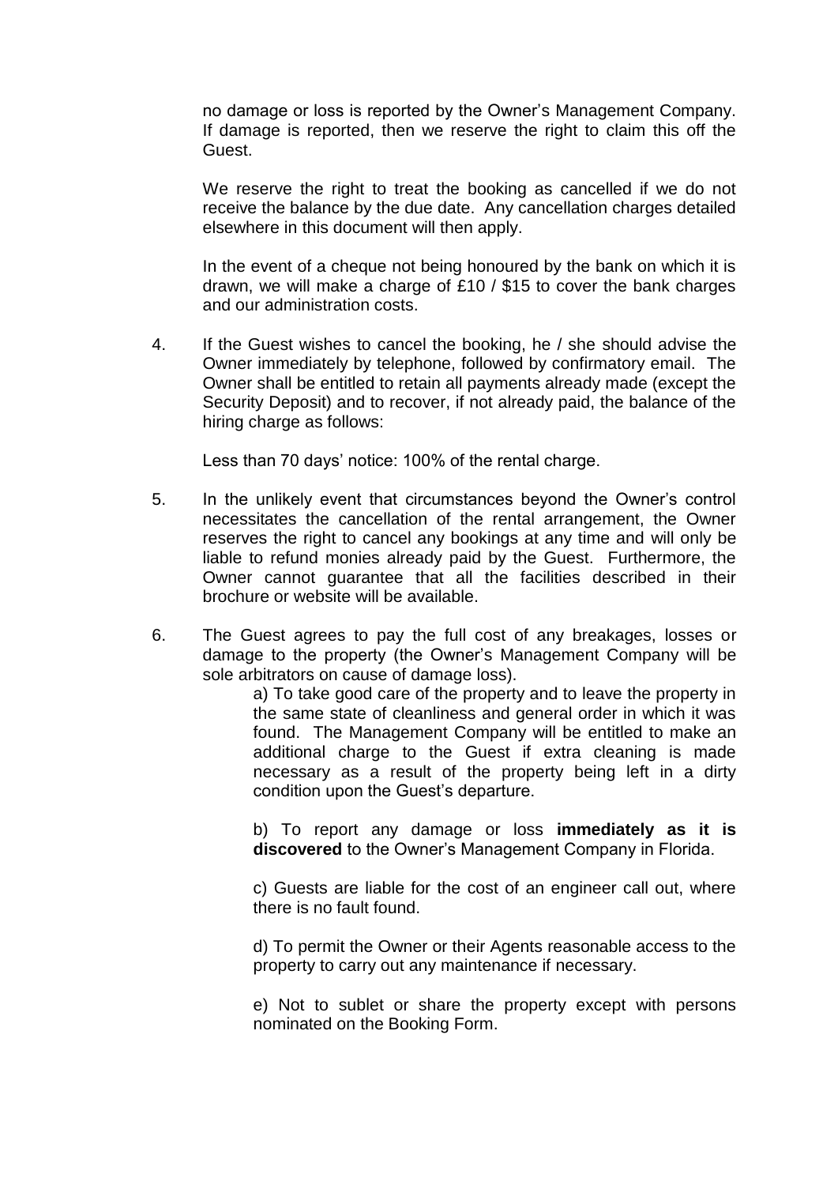no damage or loss is reported by the Owner's Management Company. If damage is reported, then we reserve the right to claim this off the Guest.

We reserve the right to treat the booking as cancelled if we do not receive the balance by the due date. Any cancellation charges detailed elsewhere in this document will then apply.

In the event of a cheque not being honoured by the bank on which it is drawn, we will make a charge of £10 / $15 to cover the bank charges and our administration costs.

4. If the Guest wishes to cancel the booking, he / she should advise the Owner immediately by telephone, followed by confirmatory email. The Owner shall be entitled to retain all payments already made (except the Security Deposit) and to recover, if not already paid, the balance of the hiring charge as follows:

   Less than 70 days' notice: 100% of the rental charge.

5. In the unlikely event that circumstances beyond the Owner's control necessitates the cancellation of the rental arrangement, the Owner reserves the right to cancel any bookings at any time and will only be liable to refund monies already paid by the Guest. Furthermore, the Owner cannot guarantee that all the facilities described in their brochure or website will be available.

6. The Guest agrees to pay the full cost of any breakages, losses or damage to the property (the Owner's Management Company will be sole arbitrators on cause of damage loss).

   a) To take good care of the property and to leave the property in the same state of cleanliness and general order in which it was found. The Management Company will be entitled to make an additional charge to the Guest if extra cleaning is made necessary as a result of the property being left in a dirty condition upon the Guest's departure.

   b) To report any damage or loss **immediately as it is discovered** to the Owner's Management Company in Florida.

   c) Guests are liable for the cost of an engineer call out, where there is no fault found.

   d) To permit the Owner or their Agents reasonable access to the property to carry out any maintenance if necessary.

   e) Not to sublet or share the property except with persons nominated on the Booking Form.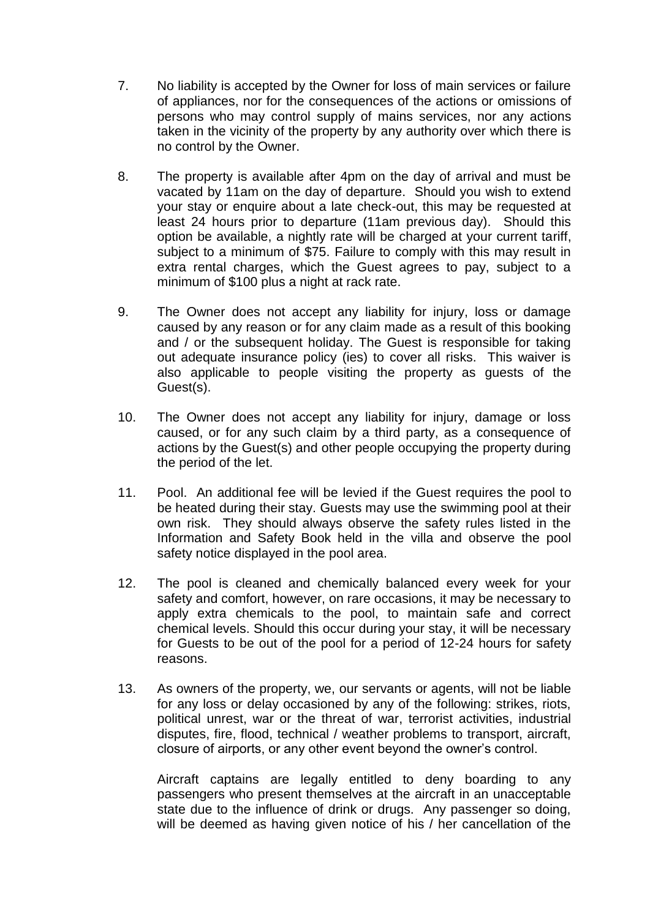7. No liability is accepted by the Owner for loss of main services or failure of appliances, nor for the consequences of the actions or omissions of persons who may control supply of mains services, nor any actions taken in the vicinity of the property by any authority over which there is no control by the Owner.

8. The property is available after 4pm on the day of arrival and must be vacated by 11am on the day of departure. Should you wish to extend your stay or enquire about a late check-out, this may be requested at least 24 hours prior to departure (11am previous day). Should this option be available, a nightly rate will be charged at your current tariff, subject to a minimum of $75. Failure to comply with this may result in extra rental charges, which the Guest agrees to pay, subject to a minimum of $100 plus a night at rack rate.

9. The Owner does not accept any liability for injury, loss or damage caused by any reason or for any claim made as a result of this booking and / or the subsequent holiday. The Guest is responsible for taking out adequate insurance policy (ies) to cover all risks. This waiver is also applicable to people visiting the property as guests of the Guest(s).

10. The Owner does not accept any liability for injury, damage or loss caused, or for any such claim by a third party, as a consequence of actions by the Guest(s) and other people occupying the property during the period of the let.

11. Pool. An additional fee will be levied if the Guest requires the pool to be heated during their stay. Guests may use the swimming pool at their own risk. They should always observe the safety rules listed in the Information and Safety Book held in the villa and observe the pool safety notice displayed in the pool area.

12. The pool is cleaned and chemically balanced every week for your safety and comfort, however, on rare occasions, it may be necessary to apply extra chemicals to the pool, to maintain safe and correct chemical levels. Should this occur during your stay, it will be necessary for Guests to be out of the pool for a period of 12-24 hours for safety reasons.

13. As owners of the property, we, our servants or agents, will not be liable for any loss or delay occasioned by any of the following: strikes, riots, political unrest, war or the threat of war, terrorist activities, industrial disputes, fire, flood, technical / weather problems to transport, aircraft, closure of airports, or any other event beyond the owner's control.

    Aircraft captains are legally entitled to deny boarding to any passengers who present themselves at the aircraft in an unacceptable state due to the influence of drink or drugs. Any passenger so doing, will be deemed as having given notice of his / her cancellation of the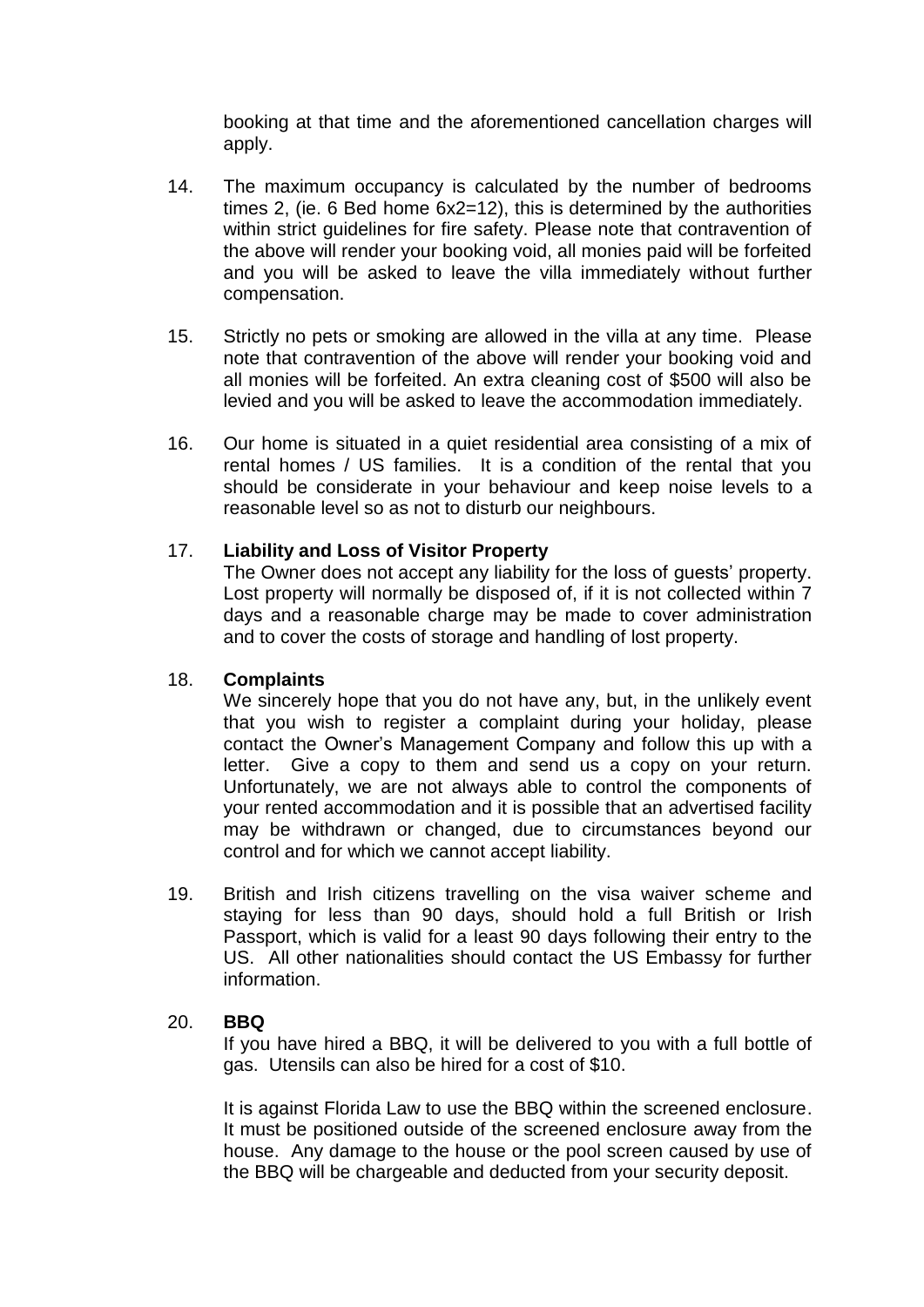booking at that time and the aforementioned cancellation charges will apply.

14. The maximum occupancy is calculated by the number of bedrooms times 2, (ie. 6 Bed home 6x2=12), this is determined by the authorities within strict guidelines for fire safety. Please note that contravention of the above will render your booking void, all monies paid will be forfeited and you will be asked to leave the villa immediately without further compensation.

15. Strictly no pets or smoking are allowed in the villa at any time. Please note that contravention of the above will render your booking void and all monies will be forfeited. An extra cleaning cost of $500 will also be levied and you will be asked to leave the accommodation immediately.

16. Our home is situated in a quiet residential area consisting of a mix of rental homes / US families. It is a condition of the rental that you should be considerate in your behaviour and keep noise levels to a reasonable level so as not to disturb our neighbours.

17. **Liability and Loss of Visitor Property**

    The Owner does not accept any liability for the loss of guests' property. Lost property will normally be disposed of, if it is not collected within 7 days and a reasonable charge may be made to cover administration and to cover the costs of storage and handling of lost property.

18. **Complaints**

    We sincerely hope that you do not have any, but, in the unlikely event that you wish to register a complaint during your holiday, please contact the Owner's Management Company and follow this up with a letter. Give a copy to them and send us a copy on your return. Unfortunately, we are not always able to control the components of your rented accommodation and it is possible that an advertised facility may be withdrawn or changed, due to circumstances beyond our control and for which we cannot accept liability.

19. British and Irish citizens travelling on the visa waiver scheme and staying for less than 90 days, should hold a full British or Irish Passport, which is valid for a least 90 days following their entry to the US. All other nationalities should contact the US Embassy for further information.

20. **BBQ**

    If you have hired a BBQ, it will be delivered to you with a full bottle of gas. Utensils can also be hired for a cost of $10.

    It is against Florida Law to use the BBQ within the screened enclosure. It must be positioned outside of the screened enclosure away from the house. Any damage to the house or the pool screen caused by use of the BBQ will be chargeable and deducted from your security deposit.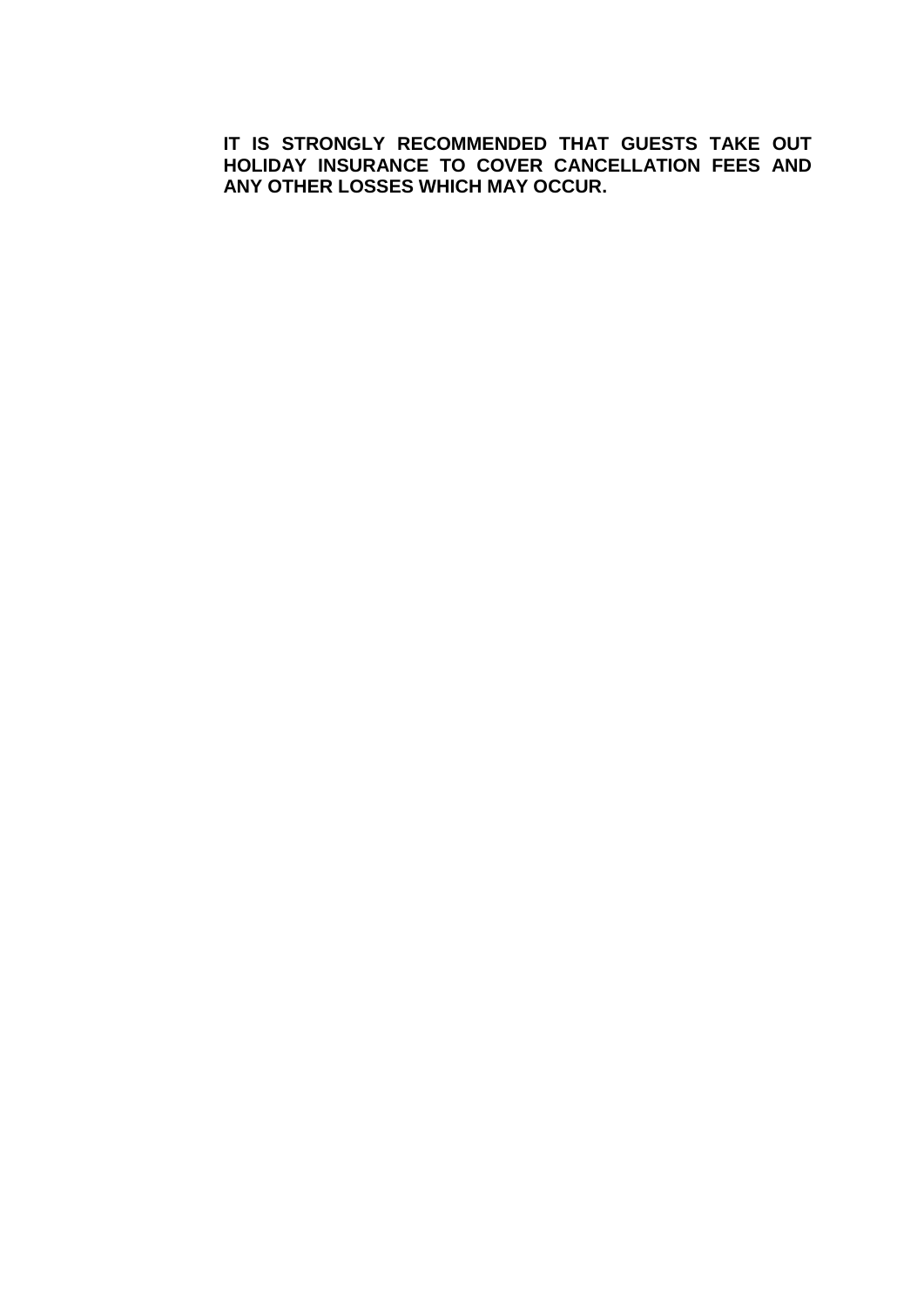**IT IS STRONGLY RECOMMENDED THAT GUESTS TAKE OUT HOLIDAY INSURANCE TO COVER CANCELLATION FEES AND ANY OTHER LOSSES WHICH MAY OCCUR.**